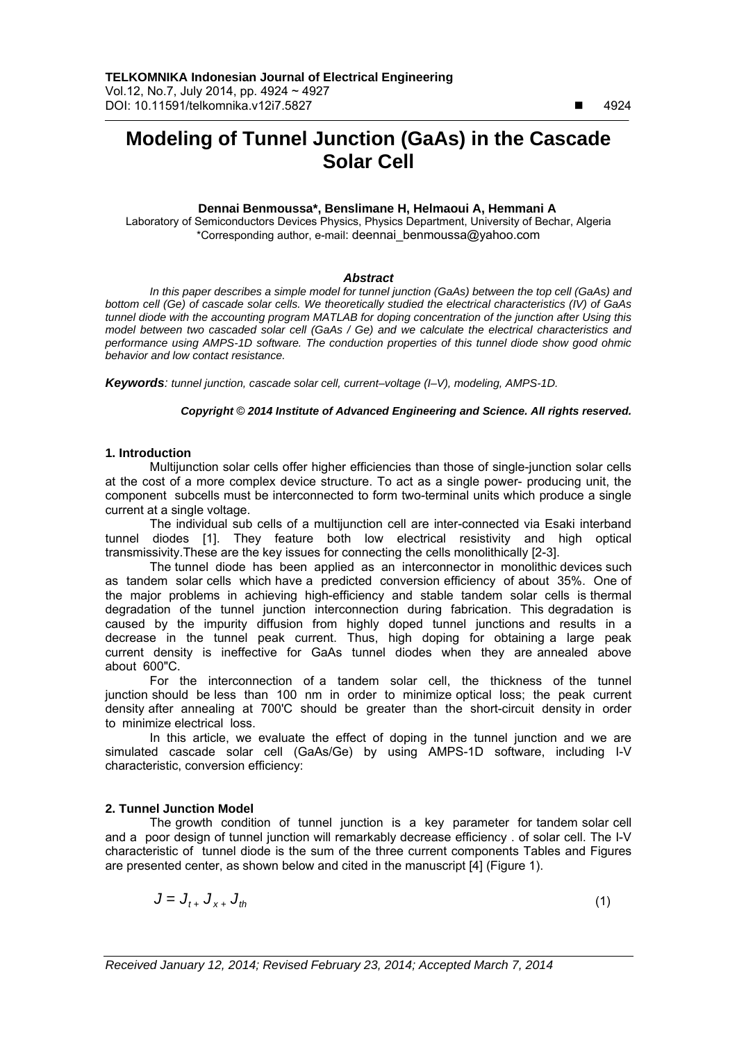# Modeling of Tunnel Junction (GaAs) in the Cascade Solar Cell

**Dennai Benmoussa\*, Benslimane H, Helmaoui A, Hemmani A**

Laboratory of Semiconductors Devices Physics, Physics Department, University of Bechar, Algeria
\*Corresponding author, e-mail: deennai_benmoussa@yahoo.com

### *Abstract*

*In this paper describes a simple model for tunnel junction (GaAs) between the top cell (GaAs) and bottom cell (Ge) of cascade solar cells. We theoretically studied the electrical characteristics (IV) of GaAs tunnel diode with the accounting program MATLAB for doping concentration of the junction after Using this model between two cascaded solar cell (GaAs / Ge) and we calculate the electrical characteristics and performance using AMPS-1D software. The conduction properties of this tunnel diode show good ohmic behavior and low contact resistance.*

***Keywords****: tunnel junction, cascade solar cell, current–voltage (I–V), modeling, AMPS-1D.*

***Copyright © 2014 Institute of Advanced Engineering and Science. All rights reserved.***

## 1. Introduction

Multijunction solar cells offer higher efficiencies than those of single-junction solar cells at the cost of a more complex device structure. To act as a single power- producing unit, the component subcells must be interconnected to form two-terminal units which produce a single current at a single voltage.

The individual sub cells of a multijunction cell are inter-connected via Esaki interband tunnel diodes [1]. They feature both low electrical resistivity and high optical transmissivity.These are the key issues for connecting the cells monolithically [2-3].

The tunnel diode has been applied as an interconnector in monolithic devices such as tandem solar cells which have a predicted conversion efficiency of about 35%. One of the major problems in achieving high-efficiency and stable tandem solar cells is thermal degradation of the tunnel junction interconnection during fabrication. This degradation is caused by the impurity diffusion from highly doped tunnel junctions and results in a decrease in the tunnel peak current. Thus, high doping for obtaining a large peak current density is ineffective for GaAs tunnel diodes when they are annealed above about 600"C.

For the interconnection of a tandem solar cell, the thickness of the tunnel junction should be less than 100 nm in order to minimize optical loss; the peak current density after annealing at 700'C should be greater than the short-circuit density in order to minimize electrical loss.

In this article, we evaluate the effect of doping in the tunnel junction and we are simulated cascade solar cell (GaAs/Ge) by using AMPS-1D software, including I-V characteristic, conversion efficiency:

## 2. Tunnel Junction Model

The growth condition of tunnel junction is a key parameter for tandem solar cell and a poor design of tunnel junction will remarkably decrease efficiency . of solar cell. The I-V characteristic of tunnel diode is the sum of the three current components Tables and Figures are presented center, as shown below and cited in the manuscript [4] (Figure 1).

$$J = J_{t} + J_{x} + J_{th} \tag{1}$$

*Received January 12, 2014; Revised February 23, 2014; Accepted March 7, 2014*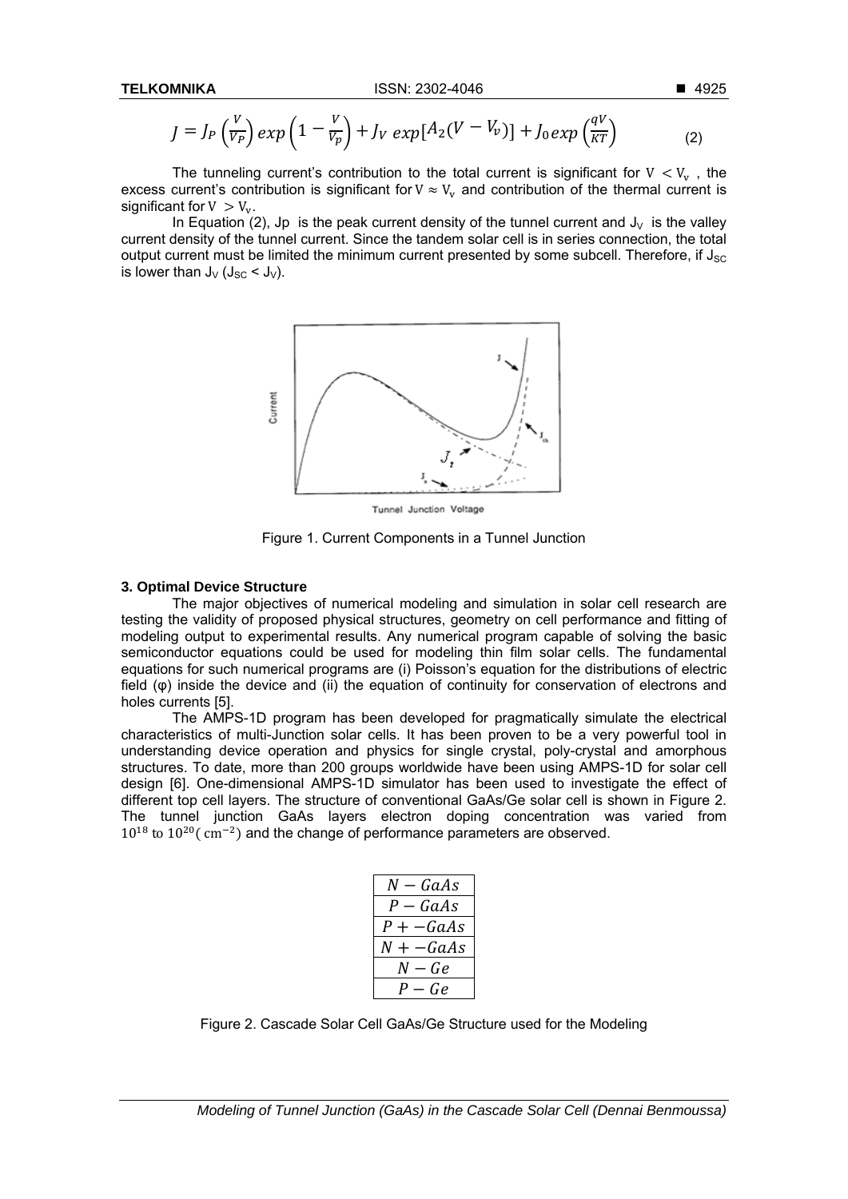$$J = J_P \left(\frac{V}{V_P}\right) exp\left(1 - \frac{V}{V_p}\right) + J_V \; exp[A_2(V - V_v)] + J_0 exp\left(\frac{qV}{KT}\right) \quad (2)$$

The tunneling current's contribution to the total current is significant for $V < V_v$ , the excess current's contribution is significant for $V \approx V_v$ and contribution of the thermal current is significant for $V > V_v$.

In Equation (2), Jp is the peak current density of the tunnel current and $J_V$ is the valley current density of the tunnel current. Since the tandem solar cell is in series connection, the total output current must be limited the minimum current presented by some subcell. Therefore, if $J_{SC}$ is lower than $J_V$ ($J_{SC} < J_V$).

Figure 1. Current Components in a Tunnel Junction

### 3. Optimal Device Structure

The major objectives of numerical modeling and simulation in solar cell research are testing the validity of proposed physical structures, geometry on cell performance and fitting of modeling output to experimental results. Any numerical program capable of solving the basic semiconductor equations could be used for modeling thin film solar cells. The fundamental equations for such numerical programs are (i) Poisson's equation for the distributions of electric field (φ) inside the device and (ii) the equation of continuity for conservation of electrons and holes currents [5].

The AMPS-1D program has been developed for pragmatically simulate the electrical characteristics of multi-Junction solar cells. It has been proven to be a very powerful tool in understanding device operation and physics for single crystal, poly-crystal and amorphous structures. To date, more than 200 groups worldwide have been using AMPS-1D for solar cell design [6]. One-dimensional AMPS-1D simulator has been used to investigate the effect of different top cell layers. The structure of conventional GaAs/Ge solar cell is shown in Figure 2. The tunnel junction GaAs layers electron doping concentration was varied from $10^{18}$ to $10^{20}$ ( $cm^{-2}$ ) and the change of performance parameters are observed.

| $N - GaAs$ |
|---|
| $P - GaAs$ |
| $P + -GaAs$ |
| $N + -GaAs$ |
| $N - Ge$ |
| $P - Ge$ |

Figure 2. Cascade Solar Cell GaAs/Ge Structure used for the Modeling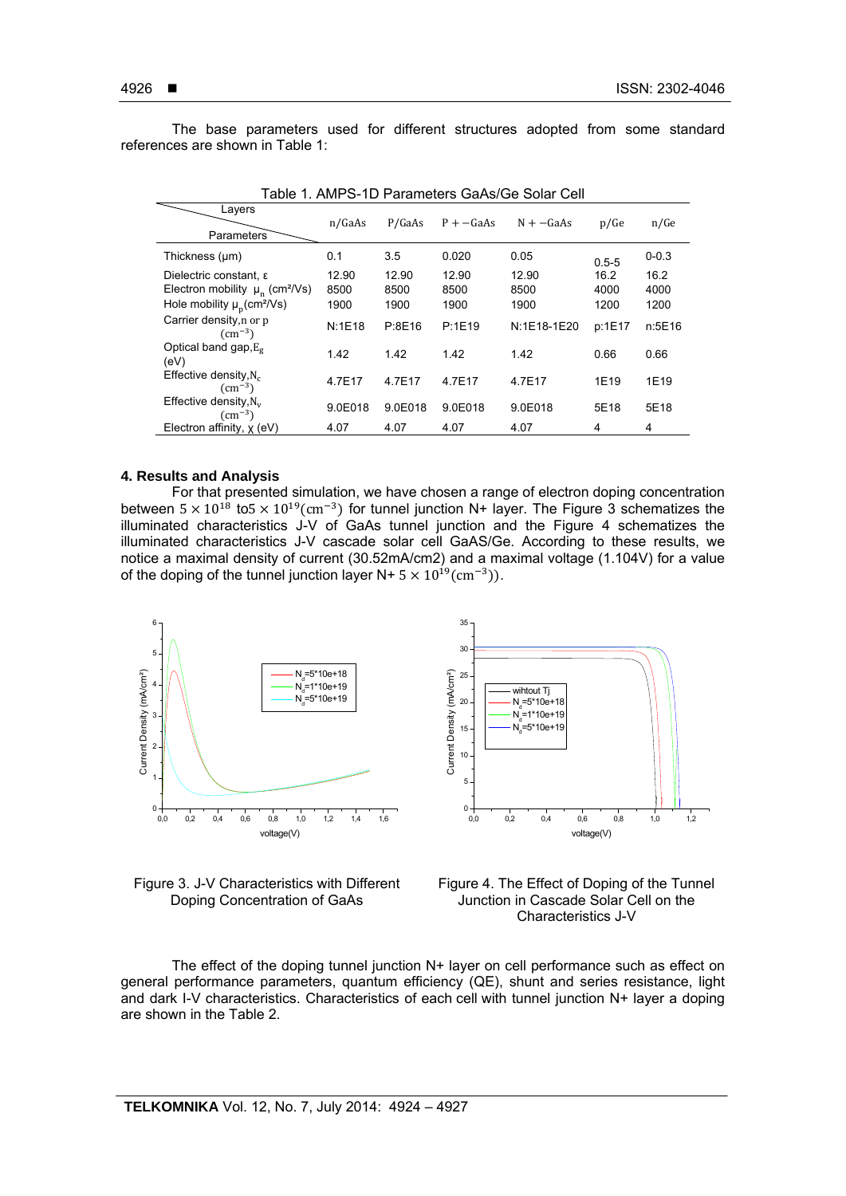The base parameters used for different structures adopted from some standard references are shown in Table 1:

Table 1. AMPS-1D Parameters GaAs/Ge Solar Cell

| Parameters \ Layers | n/GaAs | P/GaAs | P+−GaAs | N+−GaAs | p/Ge | n/Ge |
|---|---|---|---|---|---|---|
| Thickness (µm) | 0.1 | 3.5 | 0.020 | 0.05 | 0.5-5 | 0-0.3 |
| Dielectric constant, ε | 12.90 | 12.90 | 12.90 | 12.90 | 16.2 | 16.2 |
| Electron mobility $\mu_n$ (cm²/Vs) | 8500 | 8500 | 8500 | 8500 | 4000 | 4000 |
| Hole mobility $\mu_p$(cm²/Vs) | 1900 | 1900 | 1900 | 1900 | 1200 | 1200 |
| Carrier density,n or p $(cm^{-3})$ | N:1E18 | P:8E16 | P:1E19 | N:1E18-1E20 | p:1E17 | n:5E16 |
| Optical band gap,$E_g$ (eV) | 1.42 | 1.42 | 1.42 | 1.42 | 0.66 | 0.66 |
| Effective density,$N_c$ $(cm^{-3})$ | 4.7E17 | 4.7E17 | 4.7E17 | 4.7E17 | 1E19 | 1E19 |
| Effective density,$N_v$ $(cm^{-3})$ | 9.0E018 | 9.0E018 | 9.0E018 | 9.0E018 | 5E18 | 5E18 |
| Electron affinity, χ (eV) | 4.07 | 4.07 | 4.07 | 4.07 | 4 | 4 |

## 4. Results and Analysis

For that presented simulation, we have chosen a range of electron doping concentration between $5 \times 10^{18}$ to$5 \times 10^{19}(cm^{-3})$ for tunnel junction N+ layer. The Figure 3 schematizes the illuminated characteristics J-V of GaAs tunnel junction and the Figure 4 schematizes the illuminated characteristics J-V cascade solar cell GaAS/Ge. According to these results, we notice a maximal density of current (30.52mA/cm2) and a maximal voltage (1.104V) for a value of the doping of the tunnel junction layer N+ $5 \times 10^{19}(cm^{-3})$).

Figure 3. J-V Characteristics with Different Doping Concentration of GaAs

Figure 4. The Effect of Doping of the Tunnel Junction in Cascade Solar Cell on the Characteristics J-V

The effect of the doping tunnel junction N+ layer on cell performance such as effect on general performance parameters, quantum efficiency (QE), shunt and series resistance, light and dark I-V characteristics. Characteristics of each cell with tunnel junction N+ layer a doping are shown in the Table 2.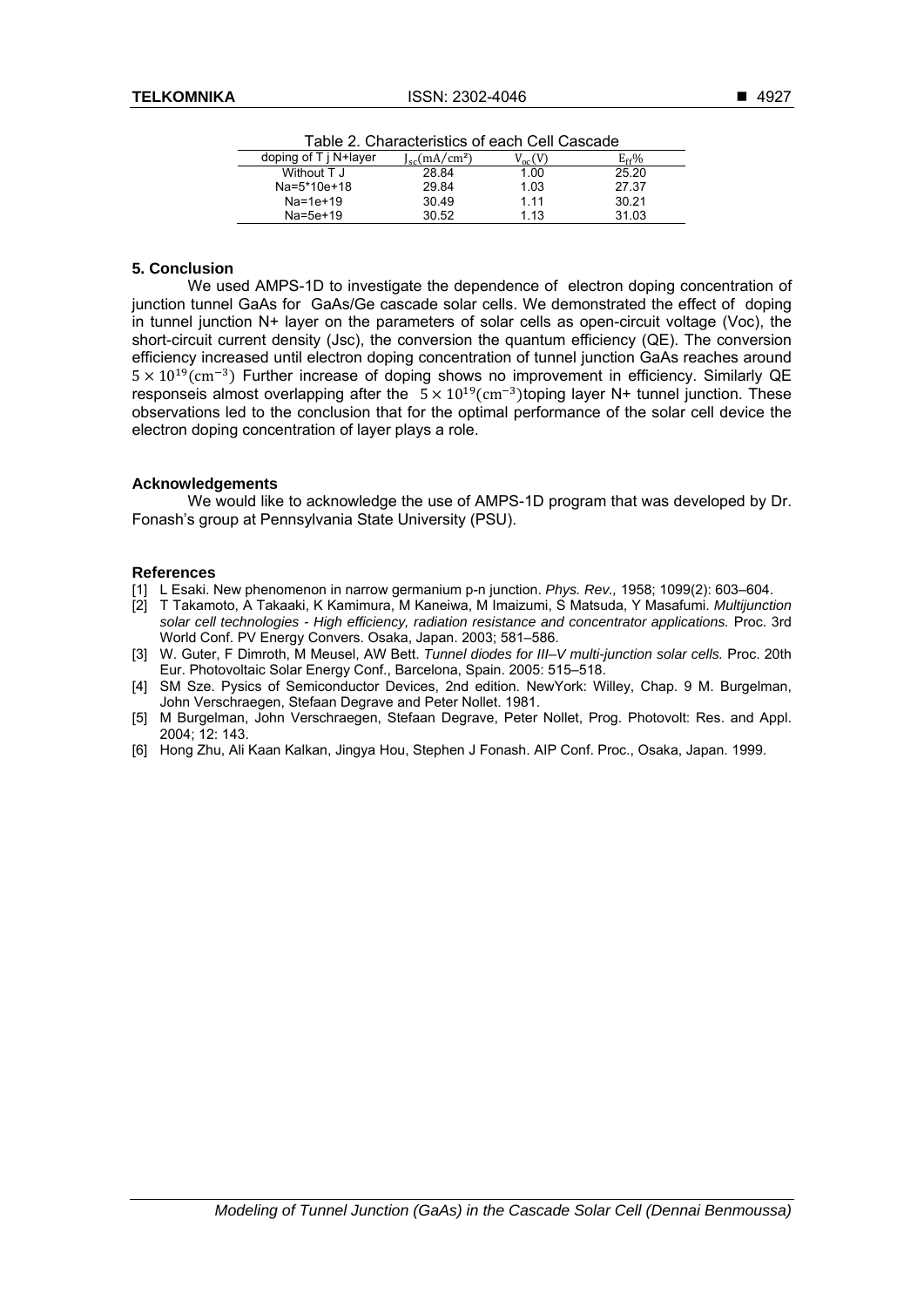Table 2. Characteristics of each Cell Cascade

| doping of T j N+layer | $J_{sc}(mA/cm^2)$ | $V_{oc}(V)$ | $E_{ff}\%$ |
|---|---|---|---|
| Without T J | 28.84 | 1.00 | 25.20 |
| Na=5*10e+18 | 29.84 | 1.03 | 27.37 |
| Na=1e+19 | 30.49 | 1.11 | 30.21 |
| Na=5e+19 | 30.52 | 1.13 | 31.03 |

## 5. Conclusion

We used AMPS-1D to investigate the dependence of electron doping concentration of junction tunnel GaAs for GaAs/Ge cascade solar cells. We demonstrated the effect of doping in tunnel junction N+ layer on the parameters of solar cells as open-circuit voltage (Voc), the short-circuit current density (Jsc), the conversion the quantum efficiency (QE). The conversion efficiency increased until electron doping concentration of tunnel junction GaAs reaches around $5 \times 10^{19}(\text{cm}^{-3})$ Further increase of doping shows no improvement in efficiency. Similarly QE responseis almost overlapping after the $5 \times 10^{19}(\text{cm}^{-3})$toping layer N+ tunnel junction. These observations led to the conclusion that for the optimal performance of the solar cell device the electron doping concentration of layer plays a role.

## Acknowledgements

We would like to acknowledge the use of AMPS-1D program that was developed by Dr. Fonash's group at Pennsylvania State University (PSU).

## References

[1] L Esaki. New phenomenon in narrow germanium p-n junction. *Phys. Rev.,* 1958; 1099(2): 603–604.

[2] T Takamoto, A Takaaki, K Kamimura, M Kaneiwa, M Imaizumi, S Matsuda, Y Masafumi. *Multijunction solar cell technologies - High efficiency, radiation resistance and concentrator applications.* Proc. 3rd World Conf. PV Energy Convers. Osaka, Japan. 2003; 581–586.

[3] W. Guter, F Dimroth, M Meusel, AW Bett. *Tunnel diodes for III–V multi-junction solar cells.* Proc. 20th Eur. Photovoltaic Solar Energy Conf., Barcelona, Spain. 2005: 515–518.

[4] SM Sze. Pysics of Semiconductor Devices, 2nd edition. NewYork: Willey, Chap. 9 M. Burgelman, John Verschraegen, Stefaan Degrave and Peter Nollet. 1981.

[5] M Burgelman, John Verschraegen, Stefaan Degrave, Peter Nollet, Prog. Photovolt: Res. and Appl. 2004; 12: 143.

[6] Hong Zhu, Ali Kaan Kalkan, Jingya Hou, Stephen J Fonash. AIP Conf. Proc., Osaka, Japan. 1999.